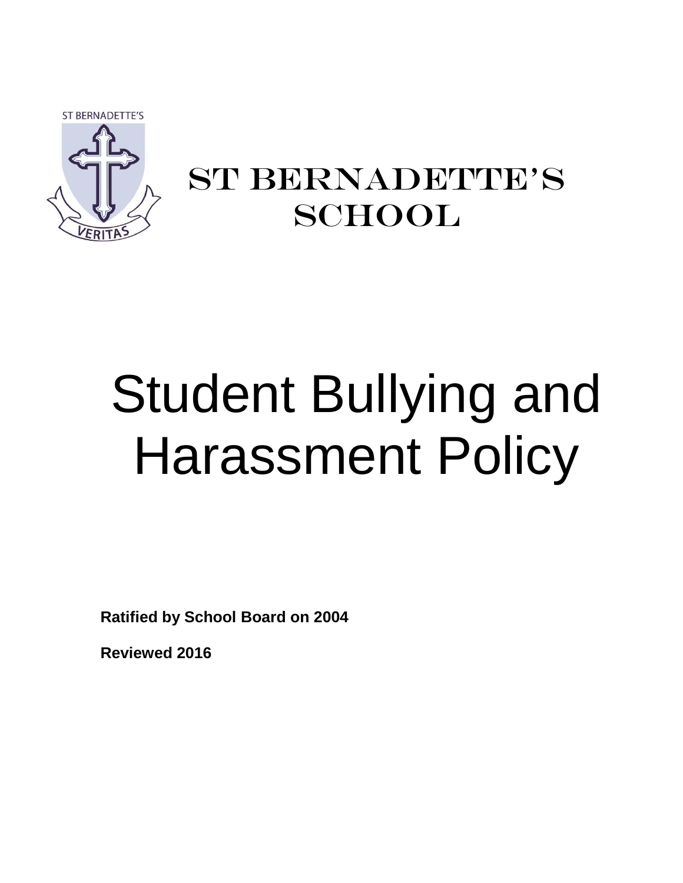ST BERNADETTE'S SCHOOL

# Student Bullying and Harassment Policy

**Ratified by School Board on 2004**

**Reviewed 2016**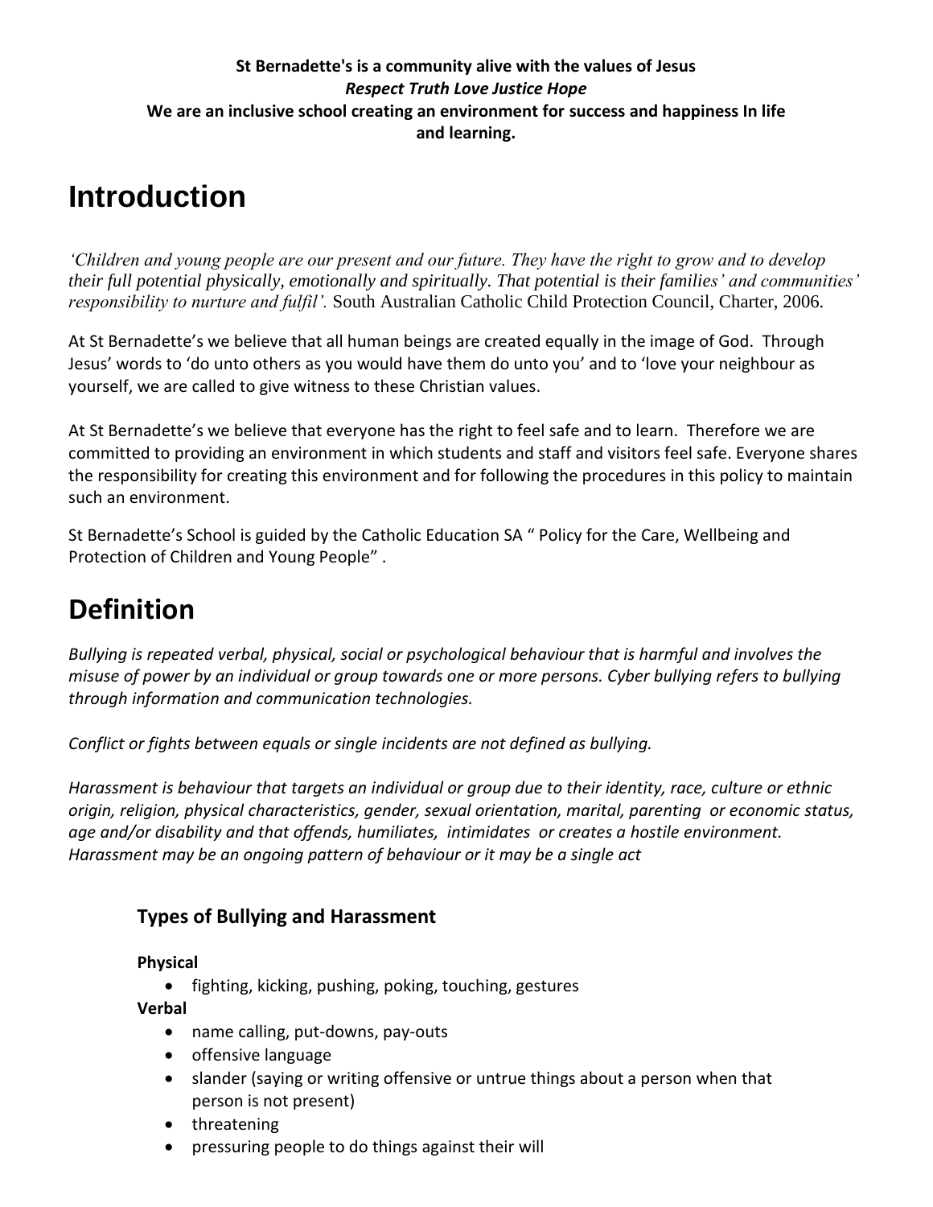**St Bernadette's is a community alive with the values of Jesus**
***Respect Truth Love Justice Hope***
**We are an inclusive school creating an environment for success and happiness In life and learning.**

# Introduction

*'Children and young people are our present and our future. They have the right to grow and to develop their full potential physically, emotionally and spiritually. That potential is their families' and communities' responsibility to nurture and fulfil'.* South Australian Catholic Child Protection Council, Charter, 2006.

At St Bernadette's we believe that all human beings are created equally in the image of God. Through Jesus' words to 'do unto others as you would have them do unto you' and to 'love your neighbour as yourself, we are called to give witness to these Christian values.

At St Bernadette's we believe that everyone has the right to feel safe and to learn. Therefore we are committed to providing an environment in which students and staff and visitors feel safe. Everyone shares the responsibility for creating this environment and for following the procedures in this policy to maintain such an environment.

St Bernadette's School is guided by the Catholic Education SA " Policy for the Care, Wellbeing and Protection of Children and Young People" .

# Definition

*Bullying is repeated verbal, physical, social or psychological behaviour that is harmful and involves the misuse of power by an individual or group towards one or more persons. Cyber bullying refers to bullying through information and communication technologies.*

*Conflict or fights between equals or single incidents are not defined as bullying.*

*Harassment is behaviour that targets an individual or group due to their identity, race, culture or ethnic origin, religion, physical characteristics, gender, sexual orientation, marital, parenting or economic status, age and/or disability and that offends, humiliates, intimidates or creates a hostile environment. Harassment may be an ongoing pattern of behaviour or it may be a single act*

### Types of Bullying and Harassment

**Physical**

- fighting, kicking, pushing, poking, touching, gestures

**Verbal**

- name calling, put-downs, pay-outs
- offensive language
- slander (saying or writing offensive or untrue things about a person when that person is not present)
- threatening
- pressuring people to do things against their will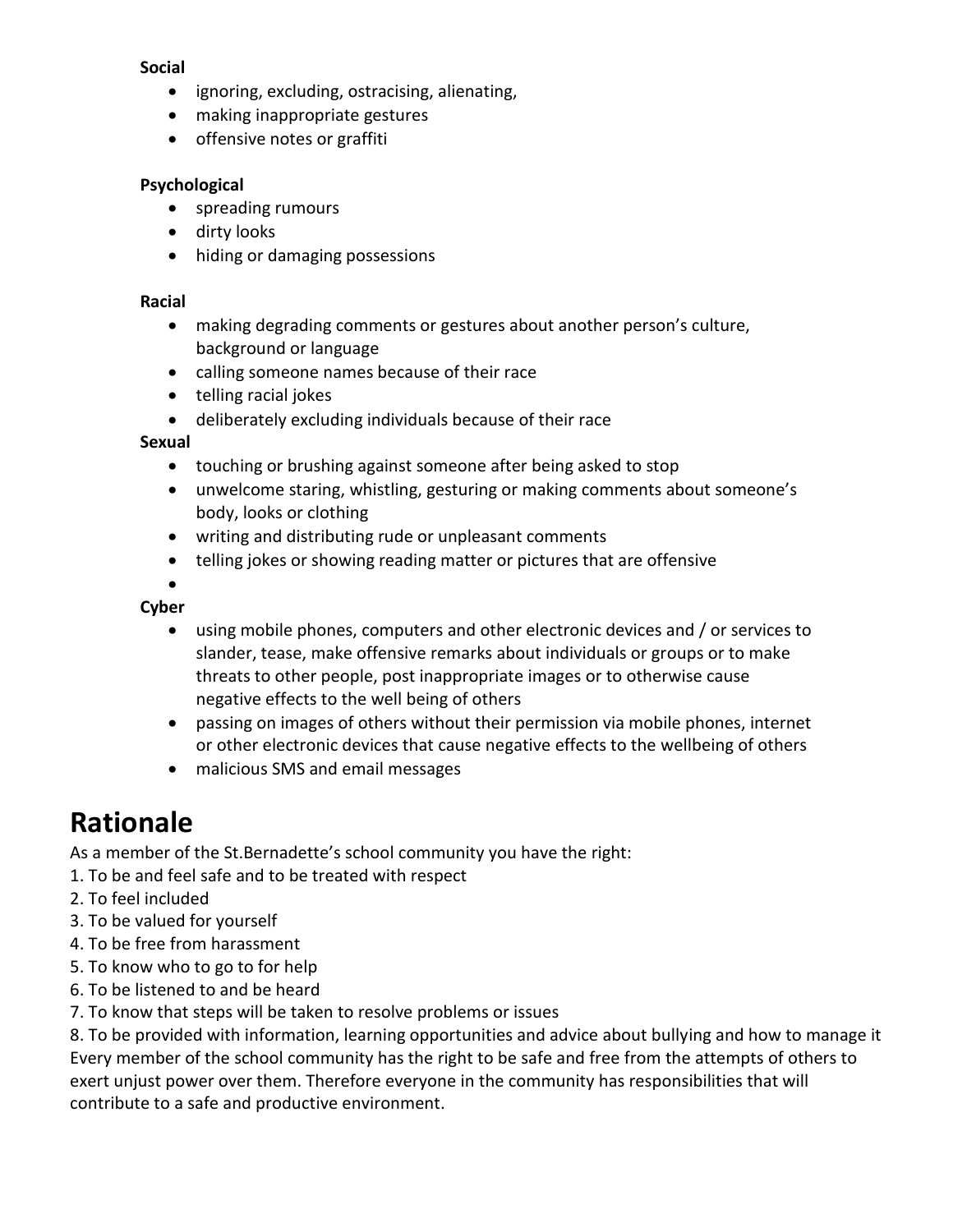**Social**

- ignoring, excluding, ostracising, alienating,
- making inappropriate gestures
- offensive notes or graffiti

**Psychological**

- spreading rumours
- dirty looks
- hiding or damaging possessions

**Racial**

- making degrading comments or gestures about another person's culture, background or language
- calling someone names because of their race
- telling racial jokes
- deliberately excluding individuals because of their race

**Sexual**

- touching or brushing against someone after being asked to stop
- unwelcome staring, whistling, gesturing or making comments about someone's body, looks or clothing
- writing and distributing rude or unpleasant comments
- telling jokes or showing reading matter or pictures that are offensive
-

**Cyber**

- using mobile phones, computers and other electronic devices and / or services to slander, tease, make offensive remarks about individuals or groups or to make threats to other people, post inappropriate images or to otherwise cause negative effects to the well being of others
- passing on images of others without their permission via mobile phones, internet or other electronic devices that cause negative effects to the wellbeing of others
- malicious SMS and email messages

# Rationale

As a member of the St.Bernadette's school community you have the right:

1. To be and feel safe and to be treated with respect
2. To feel included
3. To be valued for yourself
4. To be free from harassment
5. To know who to go to for help
6. To be listened to and be heard
7. To know that steps will be taken to resolve problems or issues
8. To be provided with information, learning opportunities and advice about bullying and how to manage it

Every member of the school community has the right to be safe and free from the attempts of others to exert unjust power over them. Therefore everyone in the community has responsibilities that will contribute to a safe and productive environment.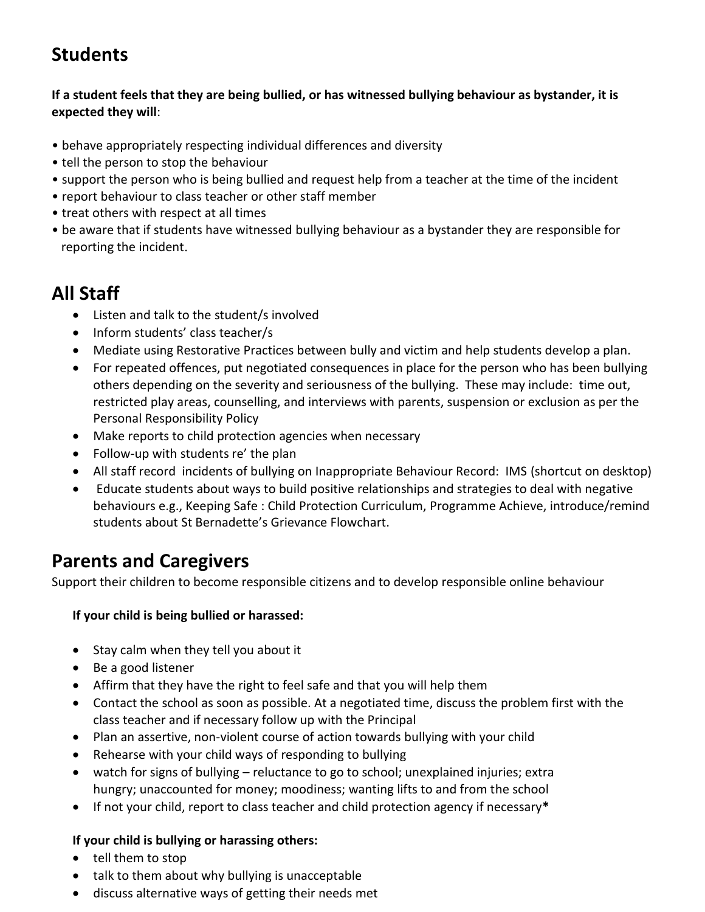## Students

**If a student feels that they are being bullied, or has witnessed bullying behaviour as bystander, it is expected they will**:

- behave appropriately respecting individual differences and diversity
- tell the person to stop the behaviour
- support the person who is being bullied and request help from a teacher at the time of the incident
- report behaviour to class teacher or other staff member
- treat others with respect at all times
- be aware that if students have witnessed bullying behaviour as a bystander they are responsible for reporting the incident.

## All Staff

- Listen and talk to the student/s involved
- Inform students' class teacher/s
- Mediate using Restorative Practices between bully and victim and help students develop a plan.
- For repeated offences, put negotiated consequences in place for the person who has been bullying others depending on the severity and seriousness of the bullying. These may include: time out, restricted play areas, counselling, and interviews with parents, suspension or exclusion as per the Personal Responsibility Policy
- Make reports to child protection agencies when necessary
- Follow-up with students re' the plan
- All staff record incidents of bullying on Inappropriate Behaviour Record: IMS (shortcut on desktop)
- Educate students about ways to build positive relationships and strategies to deal with negative behaviours e.g., Keeping Safe : Child Protection Curriculum, Programme Achieve, introduce/remind students about St Bernadette's Grievance Flowchart.

## Parents and Caregivers

Support their children to become responsible citizens and to develop responsible online behaviour

**If your child is being bullied or harassed:**

- Stay calm when they tell you about it
- Be a good listener
- Affirm that they have the right to feel safe and that you will help them
- Contact the school as soon as possible. At a negotiated time, discuss the problem first with the class teacher and if necessary follow up with the Principal
- Plan an assertive, non-violent course of action towards bullying with your child
- Rehearse with your child ways of responding to bullying
- watch for signs of bullying – reluctance to go to school; unexplained injuries; extra hungry; unaccounted for money; moodiness; wanting lifts to and from the school
- If not your child, report to class teacher and child protection agency if necessary**\***

**If your child is bullying or harassing others:**

- tell them to stop
- talk to them about why bullying is unacceptable
- discuss alternative ways of getting their needs met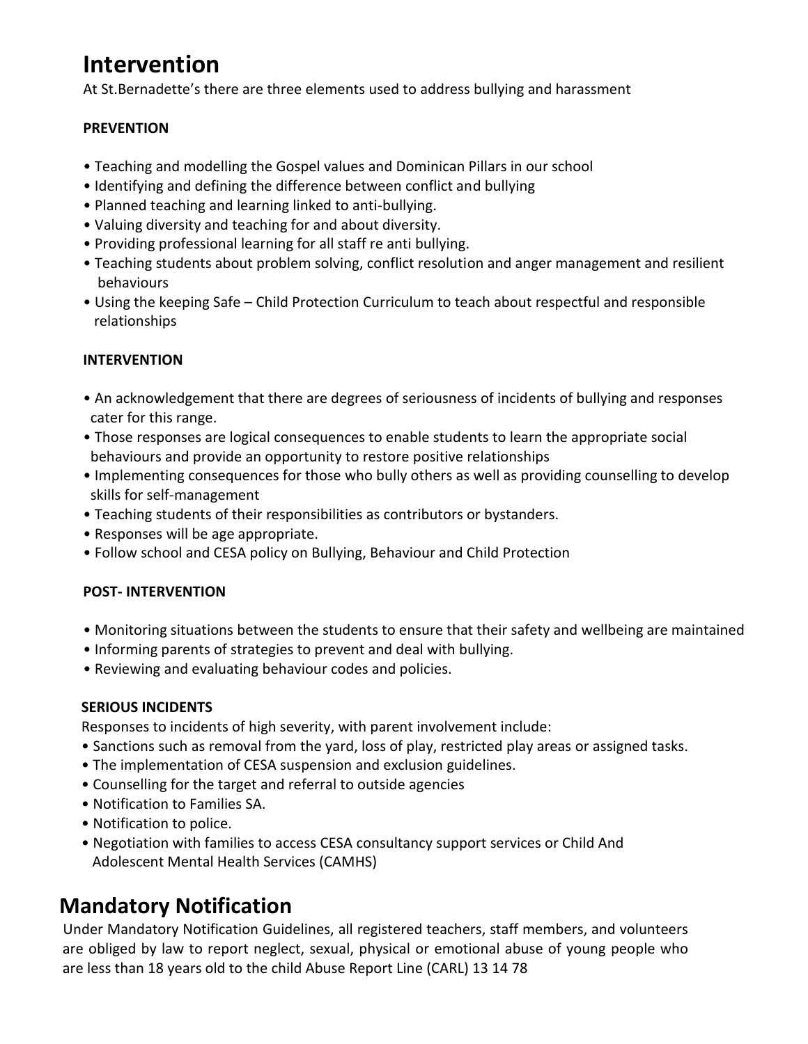## Intervention

At St.Bernadette's there are three elements used to address bullying and harassment

**PREVENTION**

- Teaching and modelling the Gospel values and Dominican Pillars in our school
- Identifying and defining the difference between conflict and bullying
- Planned teaching and learning linked to anti-bullying.
- Valuing diversity and teaching for and about diversity.
- Providing professional learning for all staff re anti bullying.
- Teaching students about problem solving, conflict resolution and anger management and resilient behaviours
- Using the keeping Safe – Child Protection Curriculum to teach about respectful and responsible relationships

**INTERVENTION**

- An acknowledgement that there are degrees of seriousness of incidents of bullying and responses cater for this range.
- Those responses are logical consequences to enable students to learn the appropriate social behaviours and provide an opportunity to restore positive relationships
- Implementing consequences for those who bully others as well as providing counselling to develop skills for self-management
- Teaching students of their responsibilities as contributors or bystanders.
- Responses will be age appropriate.
- Follow school and CESA policy on Bullying, Behaviour and Child Protection

**POST- INTERVENTION**

- Monitoring situations between the students to ensure that their safety and wellbeing are maintained
- Informing parents of strategies to prevent and deal with bullying.
- Reviewing and evaluating behaviour codes and policies.

**SERIOUS INCIDENTS**

Responses to incidents of high severity, with parent involvement include:

- Sanctions such as removal from the yard, loss of play, restricted play areas or assigned tasks.
- The implementation of CESA suspension and exclusion guidelines.
- Counselling for the target and referral to outside agencies
- Notification to Families SA.
- Notification to police.
- Negotiation with families to access CESA consultancy support services or Child And Adolescent Mental Health Services (CAMHS)

## Mandatory Notification

Under Mandatory Notification Guidelines, all registered teachers, staff members, and volunteers are obliged by law to report neglect, sexual, physical or emotional abuse of young people who are less than 18 years old to the child Abuse Report Line (CARL) 13 14 78